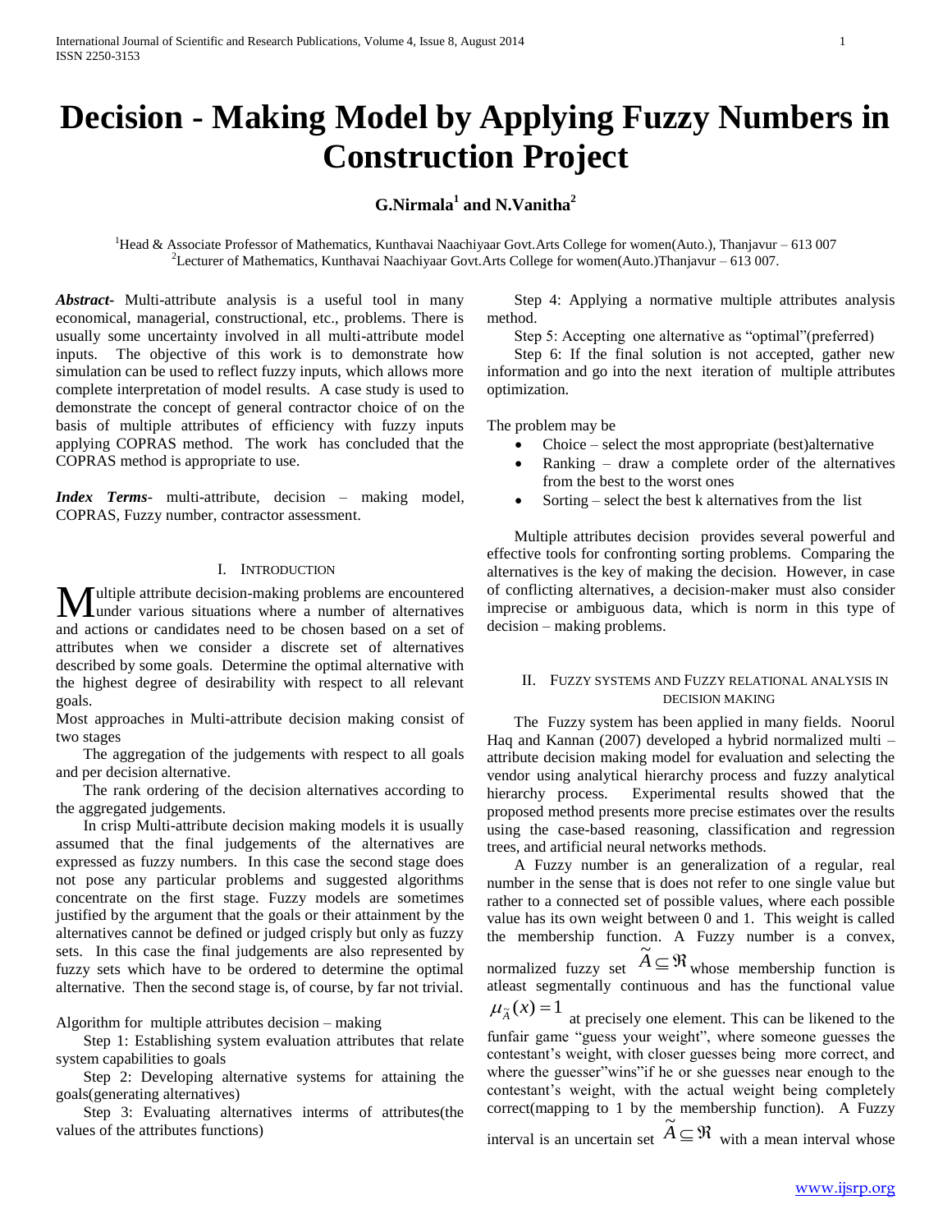# Decision - Making Model by Applying Fuzzy Numbers in Construction Project

**G.Nirmala[1] and N.Vanitha[2]**

[1]Head & Associate Professor of Mathematics, Kunthavai Naachiyaar Govt.Arts College for women(Auto.), Thanjavur – 613 007
[2]Lecturer of Mathematics, Kunthavai Naachiyaar Govt.Arts College for women(Auto.)Thanjavur – 613 007.

***Abstract-*** Multi-attribute analysis is a useful tool in many economical, managerial, constructional, etc., problems. There is usually some uncertainty involved in all multi-attribute model inputs. The objective of this work is to demonstrate how simulation can be used to reflect fuzzy inputs, which allows more complete interpretation of model results. A case study is used to demonstrate the concept of general contractor choice of on the basis of multiple attributes of efficiency with fuzzy inputs applying COPRAS method. The work has concluded that the COPRAS method is appropriate to use.

***Index Terms-*** multi-attribute, decision – making model, COPRAS, Fuzzy number, contractor assessment.

## I. Introduction

Multiple attribute decision-making problems are encountered under various situations where a number of alternatives and actions or candidates need to be chosen based on a set of attributes when we consider a discrete set of alternatives described by some goals. Determine the optimal alternative with the highest degree of desirability with respect to all relevant goals.

Most approaches in Multi-attribute decision making consist of two stages

The aggregation of the judgements with respect to all goals and per decision alternative.

The rank ordering of the decision alternatives according to the aggregated judgements.

In crisp Multi-attribute decision making models it is usually assumed that the final judgements of the alternatives are expressed as fuzzy numbers. In this case the second stage does not pose any particular problems and suggested algorithms concentrate on the first stage. Fuzzy models are sometimes justified by the argument that the goals or their attainment by the alternatives cannot be defined or judged crisply but only as fuzzy sets. In this case the final judgements are also represented by fuzzy sets which have to be ordered to determine the optimal alternative. Then the second stage is, of course, by far not trivial.

Algorithm for multiple attributes decision – making

Step 1: Establishing system evaluation attributes that relate system capabilities to goals

Step 2: Developing alternative systems for attaining the goals(generating alternatives)

Step 3: Evaluating alternatives interms of attributes(the values of the attributes functions)

Step 4: Applying a normative multiple attributes analysis method.

Step 5: Accepting one alternative as "optimal"(preferred)

Step 6: If the final solution is not accepted, gather new information and go into the next iteration of multiple attributes optimization.

The problem may be

- Choice – select the most appropriate (best)alternative
- Ranking – draw a complete order of the alternatives from the best to the worst ones
- Sorting – select the best k alternatives from the list

Multiple attributes decision provides several powerful and effective tools for confronting sorting problems. Comparing the alternatives is the key of making the decision. However, in case of conflicting alternatives, a decision-maker must also consider imprecise or ambiguous data, which is norm in this type of decision – making problems.

## II. Fuzzy systems and Fuzzy relational analysis in decision making

The Fuzzy system has been applied in many fields. Noorul Haq and Kannan (2007) developed a hybrid normalized multi – attribute decision making model for evaluation and selecting the vendor using analytical hierarchy process and fuzzy analytical hierarchy process. Experimental results showed that the proposed method presents more precise estimates over the results using the case-based reasoning, classification and regression trees, and artificial neural networks methods.

A Fuzzy number is an generalization of a regular, real number in the sense that is does not refer to one single value but rather to a connected set of possible values, where each possible value has its own weight between 0 and 1. This weight is called the membership function. A Fuzzy number is a convex, normalized fuzzy set $\tilde{A} \subseteq \Re$ whose membership function is atleast segmentally continuous and has the functional value $\mu_{\tilde{A}}(x) = 1$ at precisely one element. This can be likened to the funfair game "guess your weight", where someone guesses the contestant's weight, with closer guesses being more correct, and where the guesser"wins"if he or she guesses near enough to the contestant's weight, with the actual weight being completely correct(mapping to 1 by the membership function). A Fuzzy interval is an uncertain set $\tilde{A} \subseteq \Re$ with a mean interval whose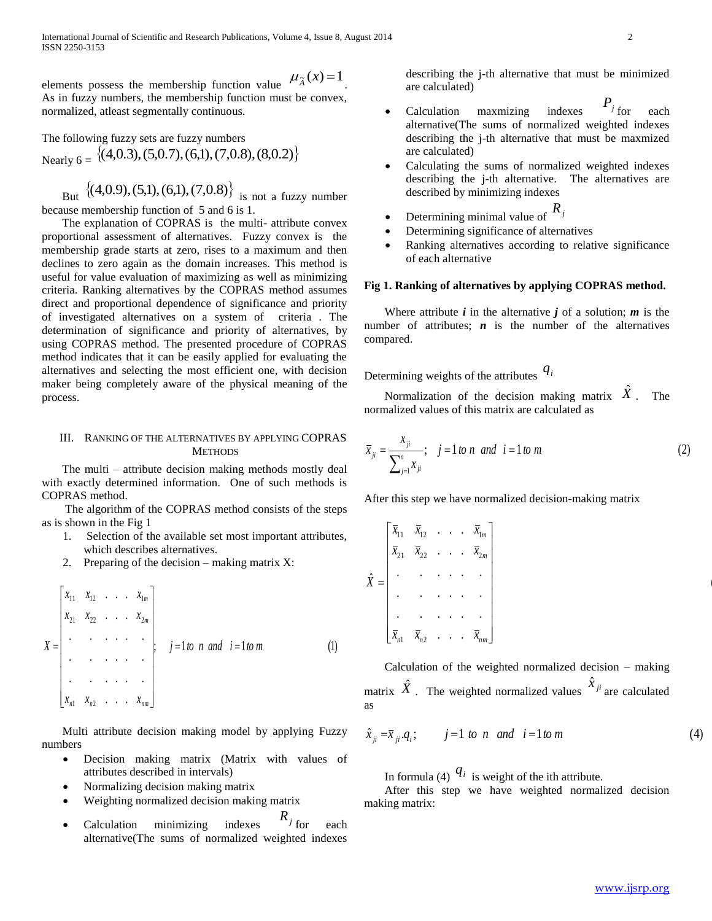elements possess the membership function value $\mu_{\tilde{A}}(x) = 1$. As in fuzzy numbers, the membership function must be convex, normalized, atleast segmentally continuous.

The following fuzzy sets are fuzzy numbers

Nearly 6 = $\{(4,0.3),(5,0.7),(6,1),(7,0.8),(8,0.2)\}$

But $\{(4,0.9),(5,1),(6,1),(7,0.8)\}$ is not a fuzzy number because membership function of 5 and 6 is 1.

The explanation of COPRAS is the multi- attribute convex proportional assessment of alternatives. Fuzzy convex is the membership grade starts at zero, rises to a maximum and then declines to zero again as the domain increases. This method is useful for value evaluation of maximizing as well as minimizing criteria. Ranking alternatives by the COPRAS method assumes direct and proportional dependence of significance and priority of investigated alternatives on a system of criteria . The determination of significance and priority of alternatives, by using COPRAS method. The presented procedure of COPRAS method indicates that it can be easily applied for evaluating the alternatives and selecting the most efficient one, with decision maker being completely aware of the physical meaning of the process.

## III. Ranking of the Alternatives by Applying COPRAS Methods

The multi – attribute decision making methods mostly deal with exactly determined information. One of such methods is COPRAS method.

The algorithm of the COPRAS method consists of the steps as is shown in the Fig 1

1. Selection of the available set most important attributes, which describes alternatives.
2. Preparing of the decision – making matrix X:

$$X = \begin{bmatrix} x_{11} & x_{12} & . & . & . & x_{1m} \\ x_{21} & x_{22} & . & . & . & x_{2m} \\ . & . & . & . & . & . \\ . & . & . & . & . & . \\ . & . & . & . & . & . \\ x_{n1} & x_{n2} & . & . & . & x_{nm} \end{bmatrix}; \quad j = 1 \text{ to } n \text{ and } i = 1 \text{ to } m \tag{1}$$

Multi attribute decision making model by applying Fuzzy numbers

- Decision making matrix (Matrix with values of attributes described in intervals)
- Normalizing decision making matrix
- Weighting normalized decision making matrix
- Calculation minimizing indexes $R_j$ for each alternative(The sums of normalized weighted indexes describing the j-th alternative that must be minimized are calculated)
- Calculation maxmizing indexes $P_j$ for each alternative(The sums of normalized weighted indexes describing the j-th alternative that must be maxmized are calculated)
- Calculating the sums of normalized weighted indexes describing the j-th alternative. The alternatives are described by minimizing indexes
- Determining minimal value of $R_j$
- Determining significance of alternatives
- Ranking alternatives according to relative significance of each alternative

**Fig 1. Ranking of alternatives by applying COPRAS method.**

Where attribute ***i*** in the alternative ***j*** of a solution; ***m*** is the number of attributes; ***n*** is the number of the alternatives compared.

Determining weights of the attributes $q_i$

Normalization of the decision making matrix $\hat{X}$. The normalized values of this matrix are calculated as

$$\bar{x}_{ji} = \frac{x_{ji}}{\sum_{j=1}^{n} x_{ji}}; \quad j = 1 \text{ to } n \text{ and } i = 1 \text{ to } m \tag{2}$$

After this step we have normalized decision-making matrix

$$\hat{X} = \begin{bmatrix} \bar{x}_{11} & \bar{x}_{12} & . & . & . & \bar{x}_{1m} \\ \bar{x}_{21} & \bar{x}_{22} & . & . & . & \bar{x}_{2m} \\ . & . & . & . & . & . \\ . & . & . & . & . & . \\ . & . & . & . & . & . \\ \bar{x}_{n1} & \bar{x}_{n2} & . & . & . & \bar{x}_{nm} \end{bmatrix}$$

Calculation of the weighted normalized decision – making matrix $\hat{X}$. The weighted normalized values $\hat{x}_{ji}$ are calculated as

$$\hat{x}_{ji} = \bar{x}_{ji} . q_i; \qquad j = 1 \text{ to } n \text{ and } i = 1 \text{ to } m \tag{4}$$

In formula (4) $q_i$ is weight of the ith attribute.

After this step we have weighted normalized decision making matrix: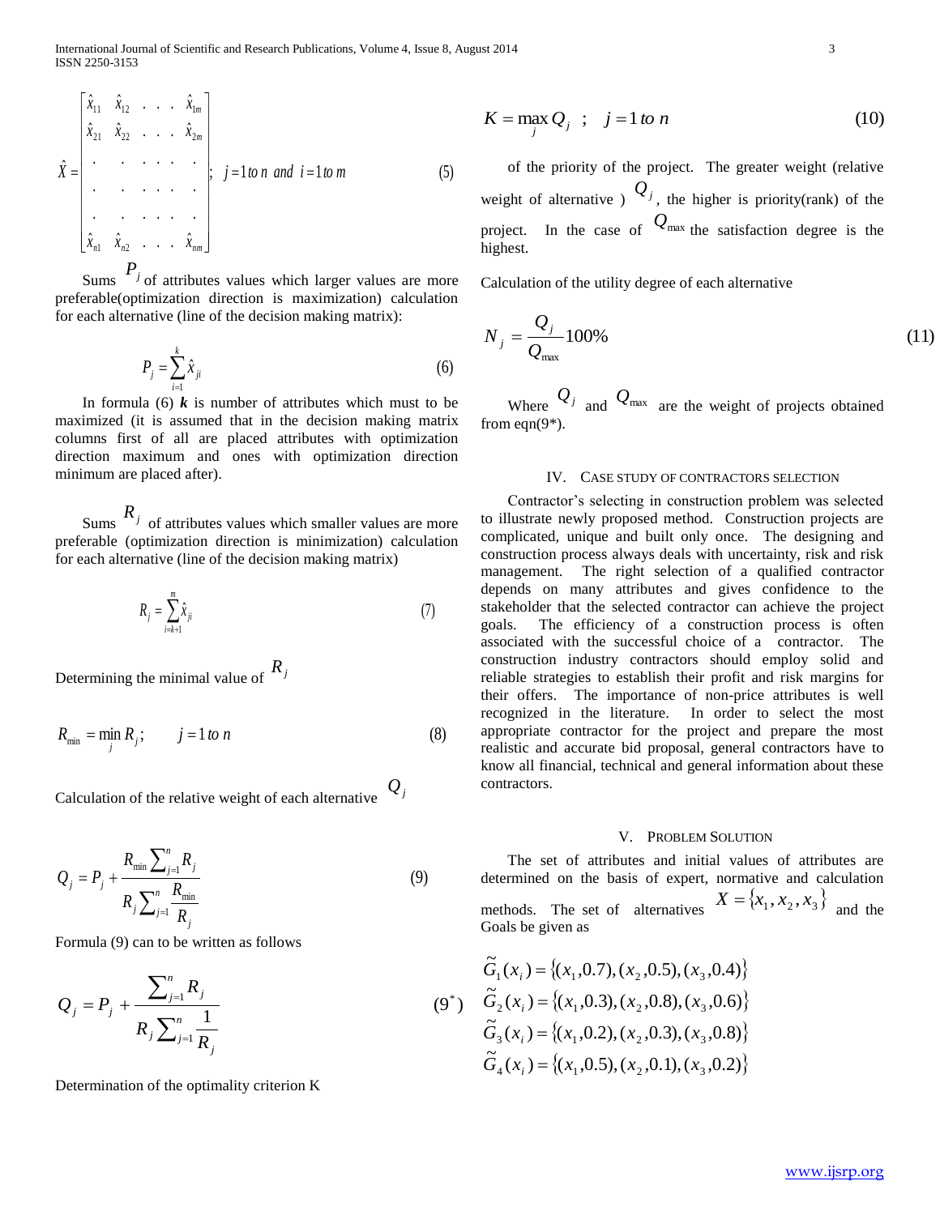$$\hat{X} = \begin{bmatrix} \hat{x}_{11} & \hat{x}_{12} & . & . & . & \hat{x}_{1m} \\ \hat{x}_{21} & \hat{x}_{22} & . & . & . & \hat{x}_{2m} \\ . & . & . & . & . & . \\ . & . & . & . & . & . \\ . & . & . & . & . & . \\ \hat{x}_{n1} & \hat{x}_{n2} & . & . & . & \hat{x}_{nm} \end{bmatrix}; \quad j = 1\ to\ n\ \ and\ \ i = 1\ to\ m \tag{5}$$

Sums $P_j$ of attributes values which larger values are more preferable(optimization direction is maximization) calculation for each alternative (line of the decision making matrix):

$$P_j = \sum_{i=1}^{k} \hat{x}_{ji} \tag{6}$$

In formula (6) ***k*** is number of attributes which must to be maximized (it is assumed that in the decision making matrix columns first of all are placed attributes with optimization direction maximum and ones with optimization direction minimum are placed after).

Sums $R_j$ of attributes values which smaller values are more preferable (optimization direction is minimization) calculation for each alternative (line of the decision making matrix)

$$R_j = \sum_{i=k+1}^{m} \hat{x}_{ji} \tag{7}$$

Determining the minimal value of $R_j$

$$R_{\min} = \min_j R_j; \qquad j = 1\ to\ n \tag{8}$$

Calculation of the relative weight of each alternative $Q_j$

$$Q_j = P_j + \frac{R_{\min} \sum_{j=1}^{n} R_j}{R_j \sum_{j=1}^{n} \frac{R_{\min}}{R_j}} \tag{9}$$

Formula (9) can to be written as follows

$$Q_j = P_j + \frac{\sum_{j=1}^{n} R_j}{R_j \sum_{j=1}^{n} \frac{1}{R_j}} \tag{9*}$$

Determination of the optimality criterion K

$$K = \max_j Q_j \ \ ; \quad j = 1\ to\ n \tag{10}$$

of the priority of the project. The greater weight (relative weight of alternative ) $Q_j$, the higher is priority(rank) of the project. In the case of $Q_{\max}$ the satisfaction degree is the highest.

Calculation of the utility degree of each alternative

$$N_j = \frac{Q_j}{Q_{\max}} 100\% \tag{11}$$

Where $Q_j$ and $Q_{\max}$ are the weight of projects obtained from eqn(9*).

## IV. Case Study of Contractors Selection

Contractor's selecting in construction problem was selected to illustrate newly proposed method. Construction projects are complicated, unique and built only once. The designing and construction process always deals with uncertainty, risk and risk management. The right selection of a qualified contractor depends on many attributes and gives confidence to the stakeholder that the selected contractor can achieve the project goals. The efficiency of a construction process is often associated with the successful choice of a contractor. The construction industry contractors should employ solid and reliable strategies to establish their profit and risk margins for their offers. The importance of non-price attributes is well recognized in the literature. In order to select the most appropriate contractor for the project and prepare the most realistic and accurate bid proposal, general contractors have to know all financial, technical and general information about these contractors.

## V. Problem Solution

The set of attributes and initial values of attributes are determined on the basis of expert, normative and calculation methods. The set of alternatives $X = \{x_1, x_2, x_3\}$ and the Goals be given as

$$\tilde{G}_1(x_i) = \{(x_1, 0.7), (x_2, 0.5), (x_3, 0.4)\}$$
$$\tilde{G}_2(x_i) = \{(x_1, 0.3), (x_2, 0.8), (x_3, 0.6)\}$$
$$\tilde{G}_3(x_i) = \{(x_1, 0.2), (x_2, 0.3), (x_3, 0.8)\}$$
$$\tilde{G}_4(x_i) = \{(x_1, 0.5), (x_2, 0.1), (x_3, 0.2)\}$$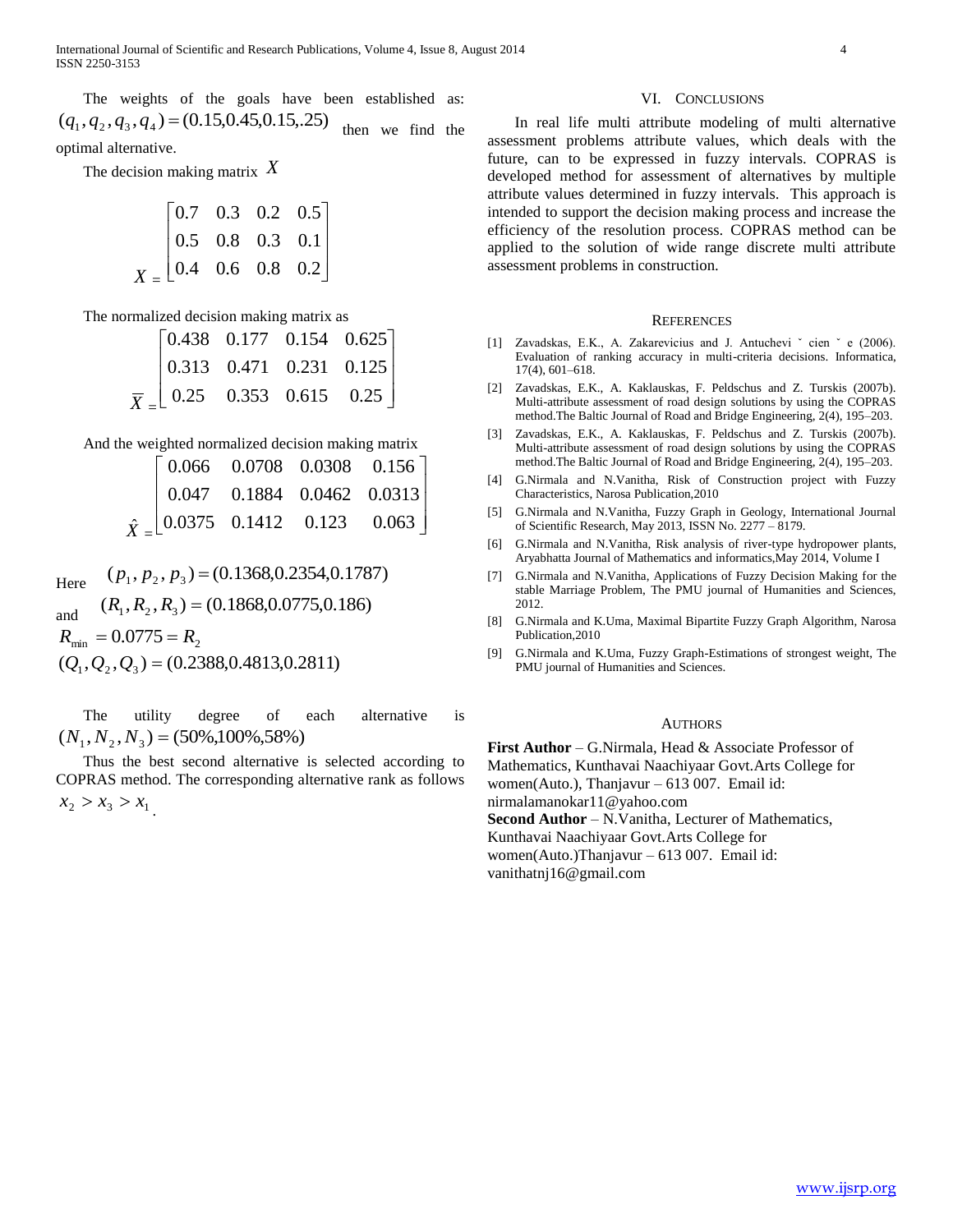The weights of the goals have been established as: $(q_1, q_2, q_3, q_4) = (0.15, 0.45, 0.15, .25)$ then we find the optimal alternative.

The decision making matrix $X$

$$X = \begin{bmatrix} 0.7 & 0.3 & 0.2 & 0.5 \\ 0.5 & 0.8 & 0.3 & 0.1 \\ 0.4 & 0.6 & 0.8 & 0.2 \end{bmatrix}$$

The normalized decision making matrix as

$$\overline{X} = \begin{bmatrix} 0.438 & 0.177 & 0.154 & 0.625 \\ 0.313 & 0.471 & 0.231 & 0.125 \\ 0.25 & 0.353 & 0.615 & 0.25 \end{bmatrix}$$

And the weighted normalized decision making matrix

$$\hat{X} = \begin{bmatrix} 0.066 & 0.0708 & 0.0308 & 0.156 \\ 0.047 & 0.1884 & 0.0462 & 0.0313 \\ 0.0375 & 0.1412 & 0.123 & 0.063 \end{bmatrix}$$

Here $(p_1, p_2, p_3) = (0.1368, 0.2354, 0.1787)$

and $(R_1, R_2, R_3) = (0.1868, 0.0775, 0.186)$

$R_{\min} = 0.0775 = R_2$

$(Q_1, Q_2, Q_3) = (0.2388, 0.4813, 0.2811)$

The utility degree of each alternative is $(N_1, N_2, N_3) = (50\%, 100\%, 58\%)$

Thus the best second alternative is selected according to COPRAS method. The corresponding alternative rank as follows $x_2 > x_3 > x_1$.

## VI. Conclusions

In real life multi attribute modeling of multi alternative assessment problems attribute values, which deals with the future, can to be expressed in fuzzy intervals. COPRAS is developed method for assessment of alternatives by multiple attribute values determined in fuzzy intervals. This approach is intended to support the decision making process and increase the efficiency of the resolution process. COPRAS method can be applied to the solution of wide range discrete multi attribute assessment problems in construction.

## References

[1] Zavadskas, E.K., A. Zakarevicius and J. Antuchevi ˇ cien ˇ e (2006). Evaluation of ranking accuracy in multi-criteria decisions. Informatica, 17(4), 601–618.

[2] Zavadskas, E.K., A. Kaklauskas, F. Peldschus and Z. Turskis (2007b). Multi-attribute assessment of road design solutions by using the COPRAS method.The Baltic Journal of Road and Bridge Engineering, 2(4), 195–203.

[3] Zavadskas, E.K., A. Kaklauskas, F. Peldschus and Z. Turskis (2007b). Multi-attribute assessment of road design solutions by using the COPRAS method.The Baltic Journal of Road and Bridge Engineering, 2(4), 195–203.

[4] G.Nirmala and N.Vanitha, Risk of Construction project with Fuzzy Characteristics, Narosa Publication,2010

[5] G.Nirmala and N.Vanitha, Fuzzy Graph in Geology, International Journal of Scientific Research, May 2013, ISSN No. 2277 – 8179.

[6] G.Nirmala and N.Vanitha, Risk analysis of river-type hydropower plants, Aryabhatta Journal of Mathematics and informatics,May 2014, Volume I

[7] G.Nirmala and N.Vanitha, Applications of Fuzzy Decision Making for the stable Marriage Problem, The PMU journal of Humanities and Sciences, 2012.

[8] G.Nirmala and K.Uma, Maximal Bipartite Fuzzy Graph Algorithm, Narosa Publication,2010

[9] G.Nirmala and K.Uma, Fuzzy Graph-Estimations of strongest weight, The PMU journal of Humanities and Sciences.

## Authors

**First Author** – G.Nirmala, Head & Associate Professor of Mathematics, Kunthavai Naachiyaar Govt.Arts College for women(Auto.), Thanjavur – 613 007. Email id: nirmalamanokar11@yahoo.com

**Second Author** – N.Vanitha, Lecturer of Mathematics, Kunthavai Naachiyaar Govt.Arts College for women(Auto.)Thanjavur – 613 007. Email id: vanithatnj16@gmail.com